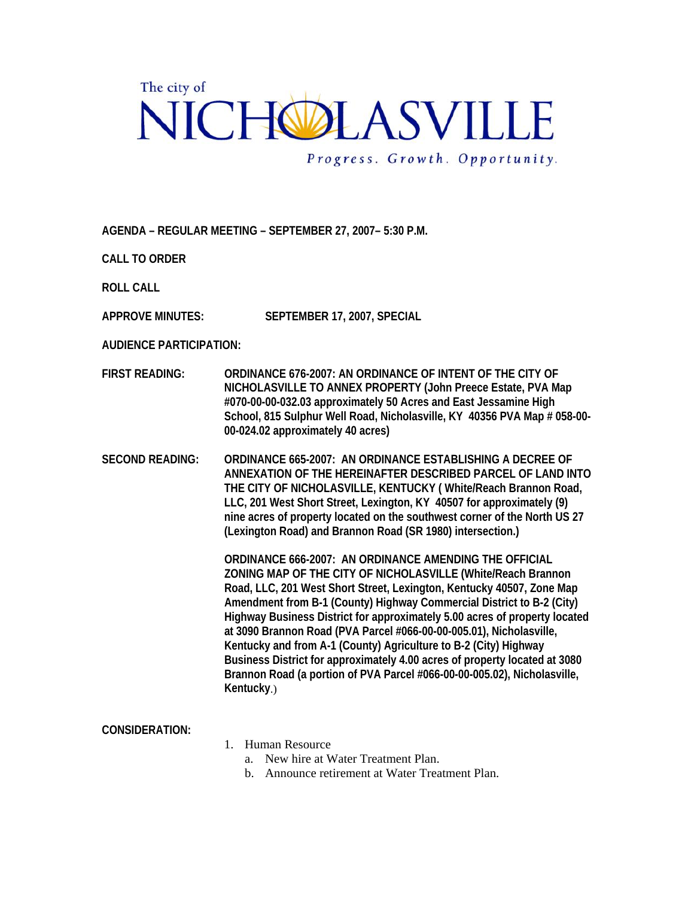The city of

# NICHOLASVILLE

*Progress. Growth. Opportunity.*

**AGENDA – REGULAR MEETING – SEPTEMBER 27, 2007– 5:30 P.M.**

**CALL TO ORDER**

**ROLL CALL**

**APPROVE MINUTES:** SEPTEMBER 17, 2007, SPECIAL

**AUDIENCE PARTICIPATION:**

**FIRST READING:** ORDINANCE 676-2007: AN ORDINANCE OF INTENT OF THE CITY OF NICHOLASVILLE TO ANNEX PROPERTY (John Preece Estate, PVA Map #070-00-00-032.03 approximately 50 Acres and East Jessamine High School, 815 Sulphur Well Road, Nicholasville, KY 40356 PVA Map # 058-00-00-024.02 approximately 40 acres)

**SECOND READING:** ORDINANCE 665-2007: AN ORDINANCE ESTABLISHING A DECREE OF ANNEXATION OF THE HEREINAFTER DESCRIBED PARCEL OF LAND INTO THE CITY OF NICHOLASVILLE, KENTUCKY ( White/Reach Brannon Road, LLC, 201 West Short Street, Lexington, KY 40507 for approximately (9) nine acres of property located on the southwest corner of the North US 27 (Lexington Road) and Brannon Road (SR 1980) intersection.)

ORDINANCE 666-2007: AN ORDINANCE AMENDING THE OFFICIAL ZONING MAP OF THE CITY OF NICHOLASVILLE (White/Reach Brannon Road, LLC, 201 West Short Street, Lexington, Kentucky 40507, Zone Map Amendment from B-1 (County) Highway Commercial District to B-2 (City) Highway Business District for approximately 5.00 acres of property located at 3090 Brannon Road (PVA Parcel #066-00-00-005.01), Nicholasville, Kentucky and from A-1 (County) Agriculture to B-2 (City) Highway Business District for approximately 4.00 acres of property located at 3080 Brannon Road (a portion of PVA Parcel #066-00-00-005.02), Nicholasville, Kentucky.)

**CONSIDERATION:**

1. Human Resource
   a. New hire at Water Treatment Plan.
   b. Announce retirement at Water Treatment Plan.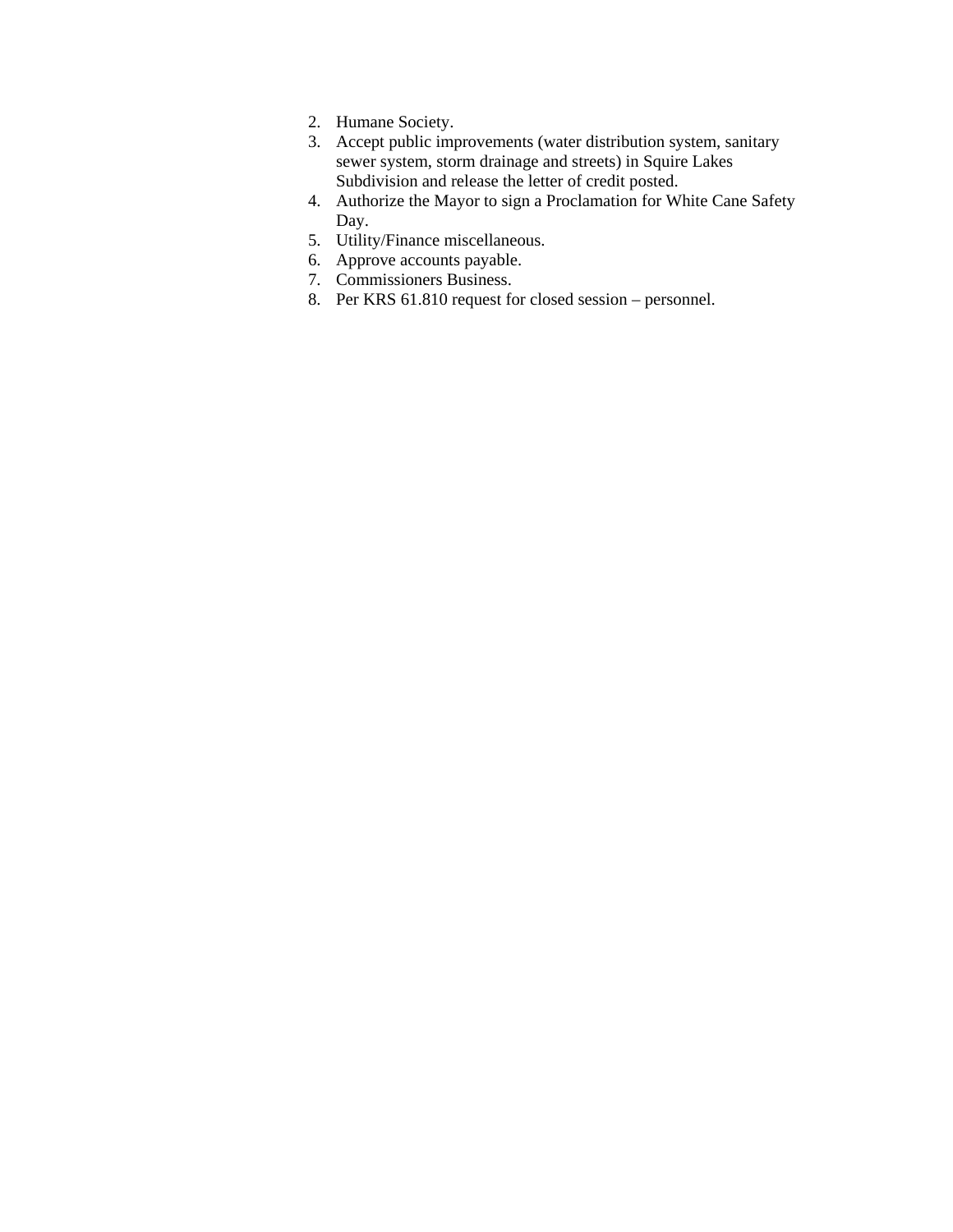2. Humane Society.
3. Accept public improvements (water distribution system, sanitary sewer system, storm drainage and streets) in Squire Lakes Subdivision and release the letter of credit posted.
4. Authorize the Mayor to sign a Proclamation for White Cane Safety Day.
5. Utility/Finance miscellaneous.
6. Approve accounts payable.
7. Commissioners Business.
8. Per KRS 61.810 request for closed session – personnel.